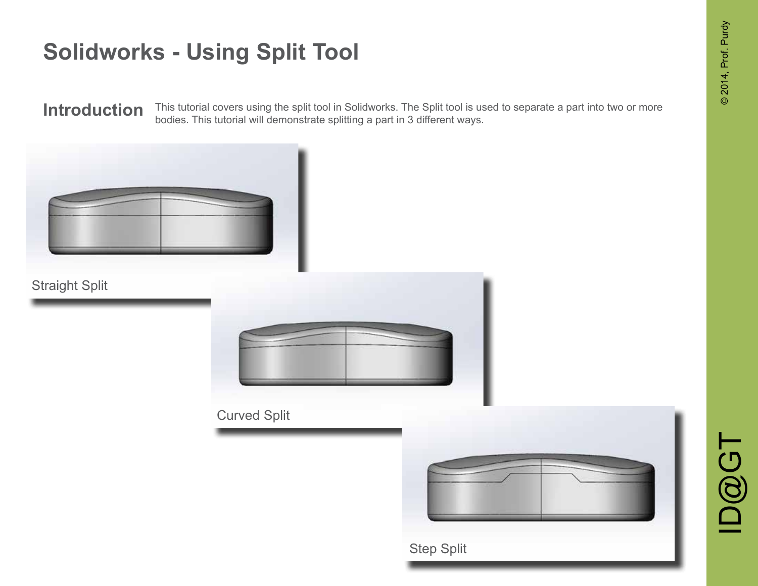# Solidworks - Using Split Tool

## Introduction

This tutorial covers using the split tool in Solidworks. The Split tool is used to separate a part into two or more bodies. This tutorial will demonstrate splitting a part in 3 different ways.

Straight Split

Curved Split

Step Split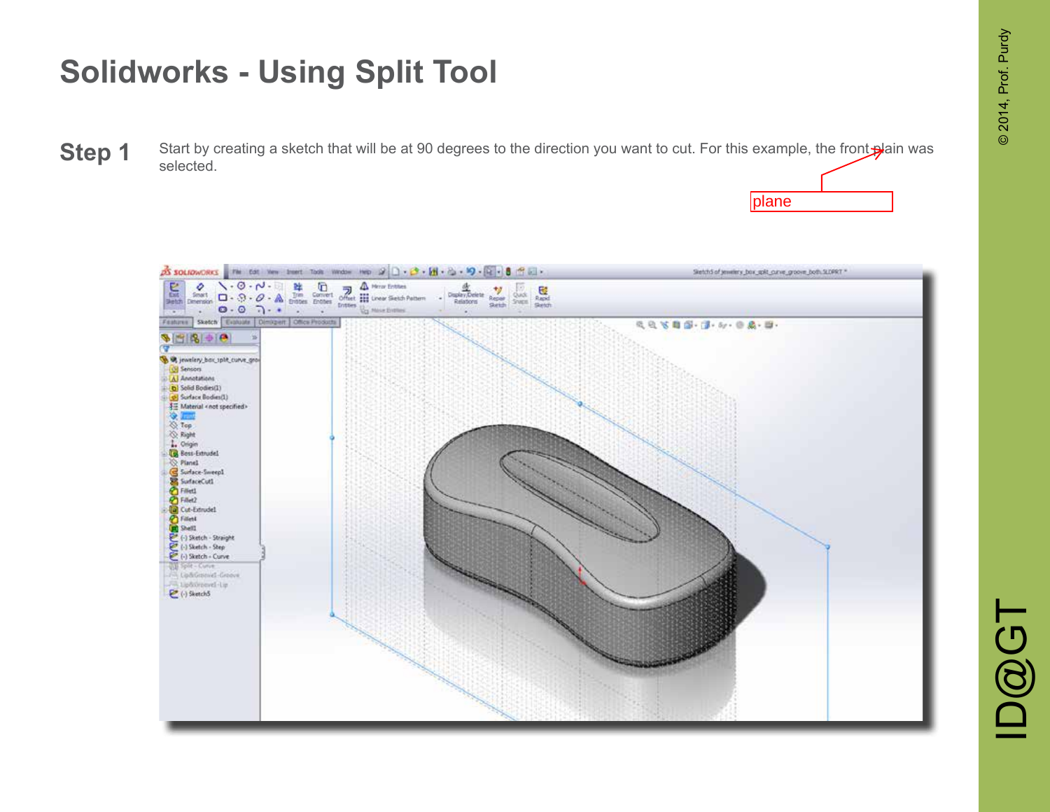# Solidworks - Using Split Tool

**Step 1** Start by creating a sketch that will be at 90 degrees to the direction you want to cut. For this example, the front plain was selected.

plane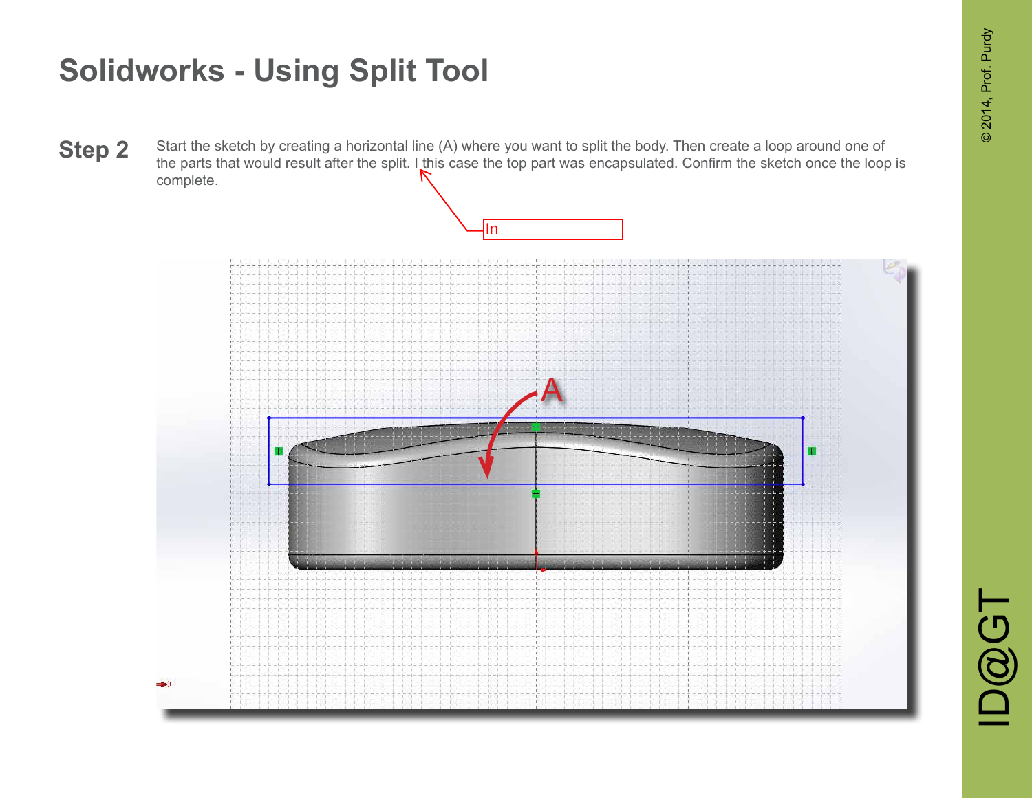# Solidworks - Using Split Tool

**Step 2** Start the sketch by creating a horizontal line (A) where you want to split the body. Then create a loop around one of the parts that would result after the split. I this case the top part was encapsulated. Confirm the sketch once the loop is complete.

In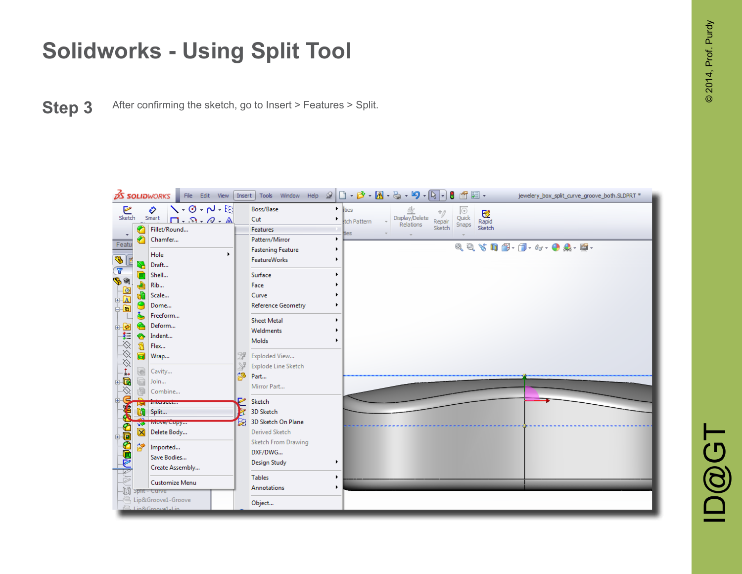# Solidworks - Using Split Tool

**Step 3** After confirming the sketch, go to Insert > Features > Split.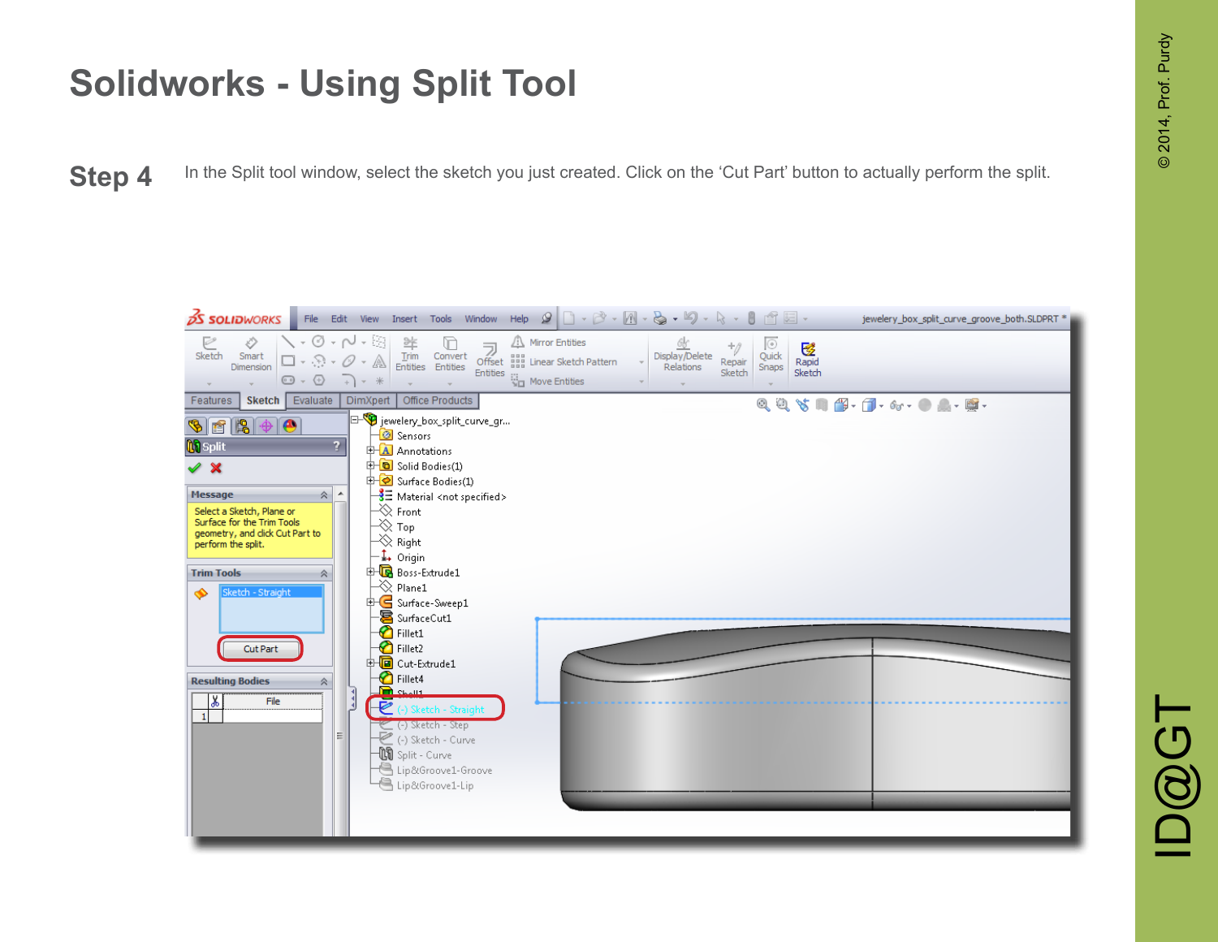# Solidworks - Using Split Tool

**Step 4** In the Split tool window, select the sketch you just created. Click on the 'Cut Part' button to actually perform the split.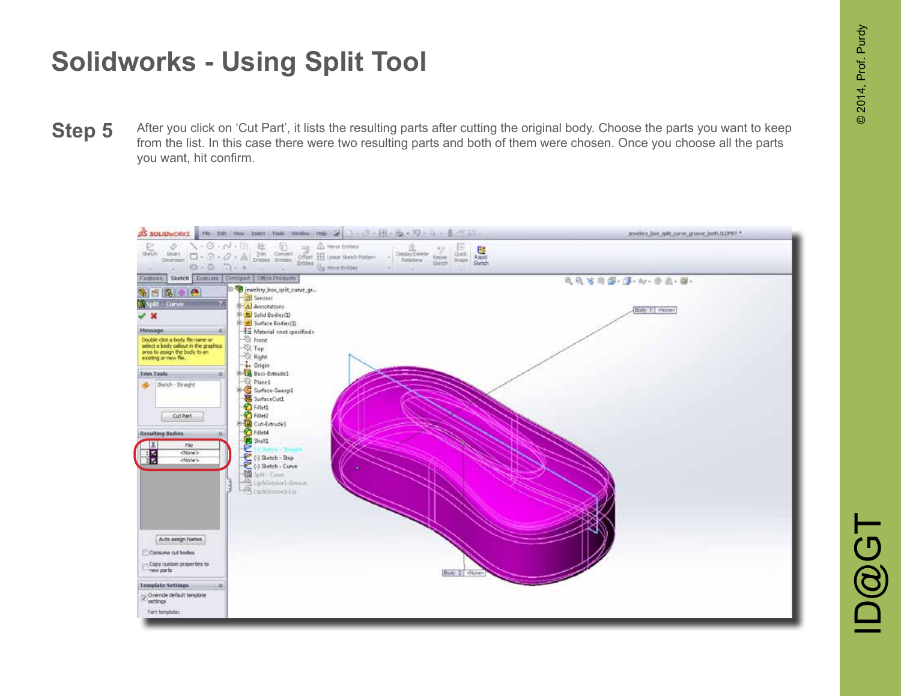# Solidworks - Using Split Tool

## Step 5

After you click on 'Cut Part', it lists the resulting parts after cutting the original body. Choose the parts you want to keep from the list. In this case there were two resulting parts and both of them were chosen. Once you choose all the parts you want, hit confirm.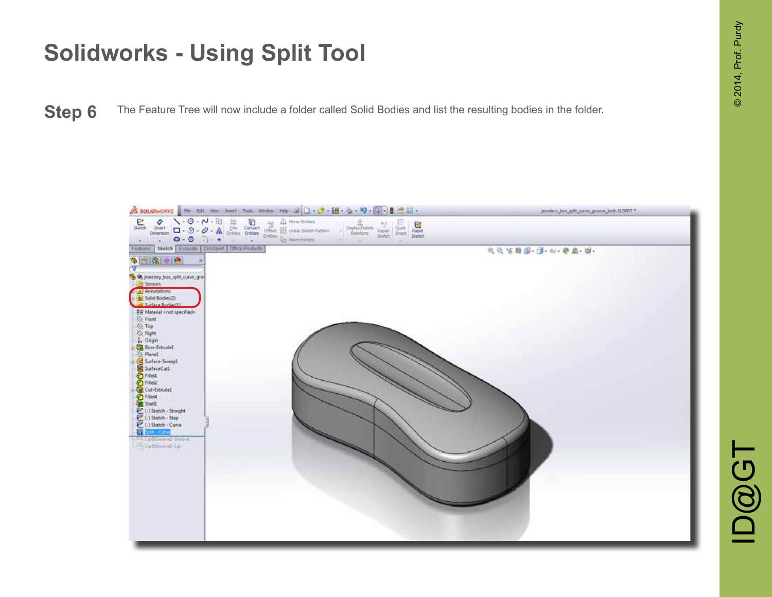# Solidworks - Using Split Tool

## Step 6

The Feature Tree will now include a folder called Solid Bodies and list the resulting bodies in the folder.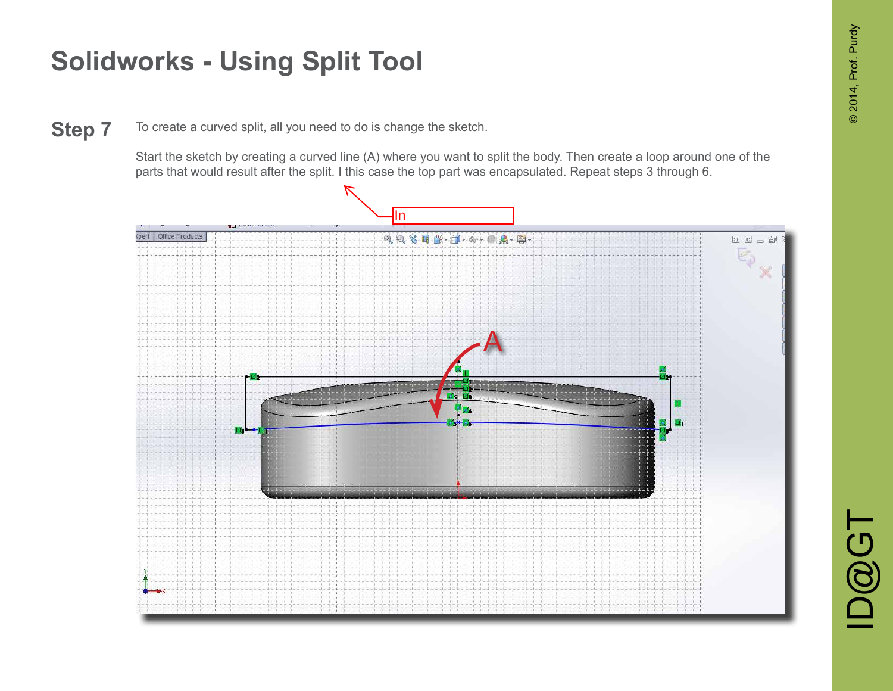# Solidworks - Using Split Tool

## Step 7

To create a curved split, all you need to do is change the sketch.

Start the sketch by creating a curved line (A) where you want to split the body. Then create a loop around one of the parts that would result after the split. I this case the top part was encapsulated. Repeat steps 3 through 6.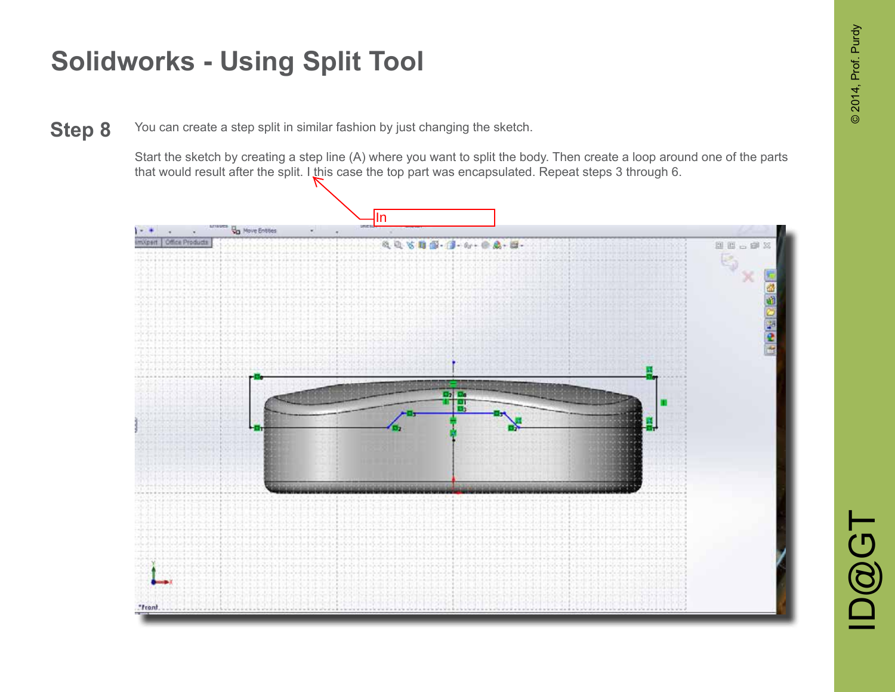# Solidworks - Using Split Tool

## Step 8

You can create a step split in similar fashion by just changing the sketch.

Start the sketch by creating a step line (A) where you want to split the body. Then create a loop around one of the parts that would result after the split. I this case the top part was encapsulated. Repeat steps 3 through 6.

In